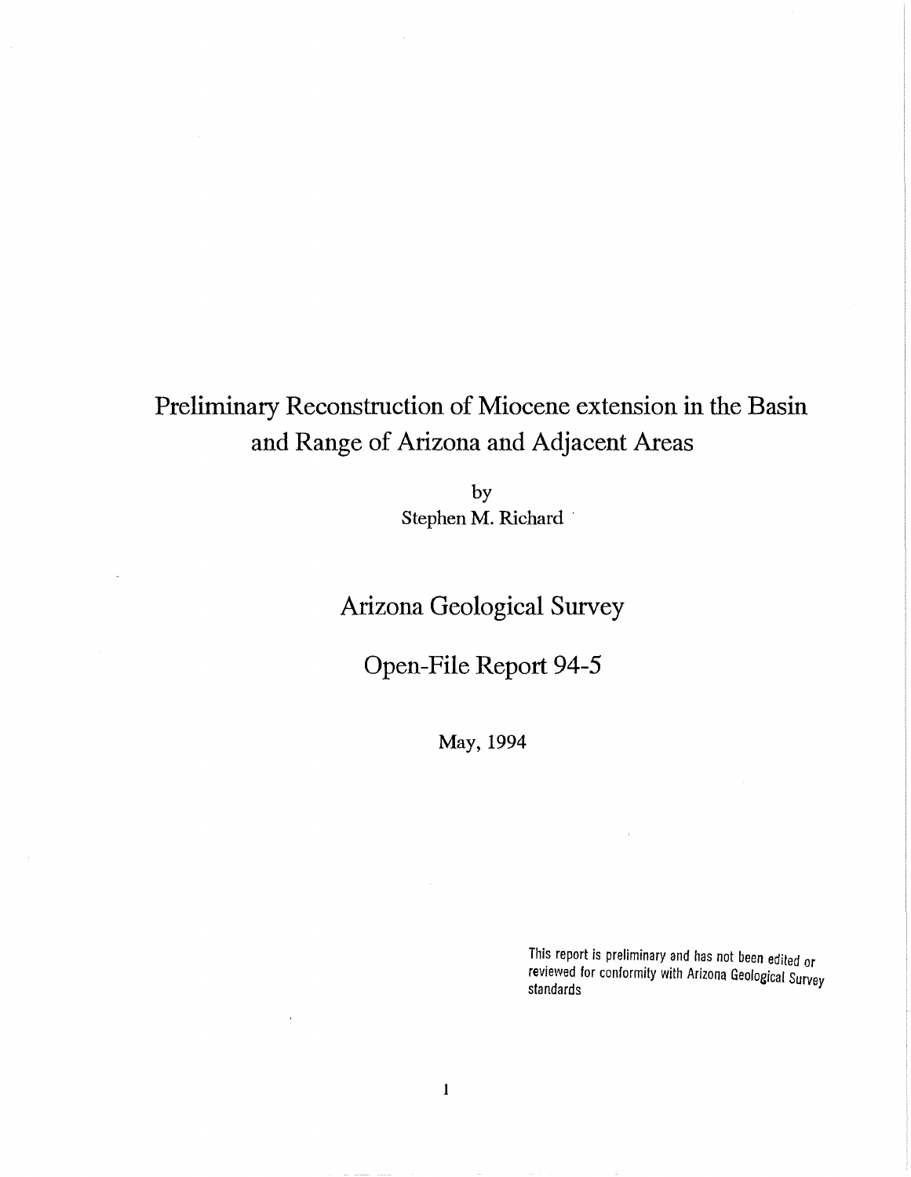# Preliminary Reconstruction of Miocene extension in the Basin and Range of Arizona and Adjacent Areas

by

Stephen M. Richard

## Arizona Geological Survey

## Open-File Report 94-5

May, 1994

This report is preliminary and has not been edited or reviewed for conformity with Arizona Geological Survey standards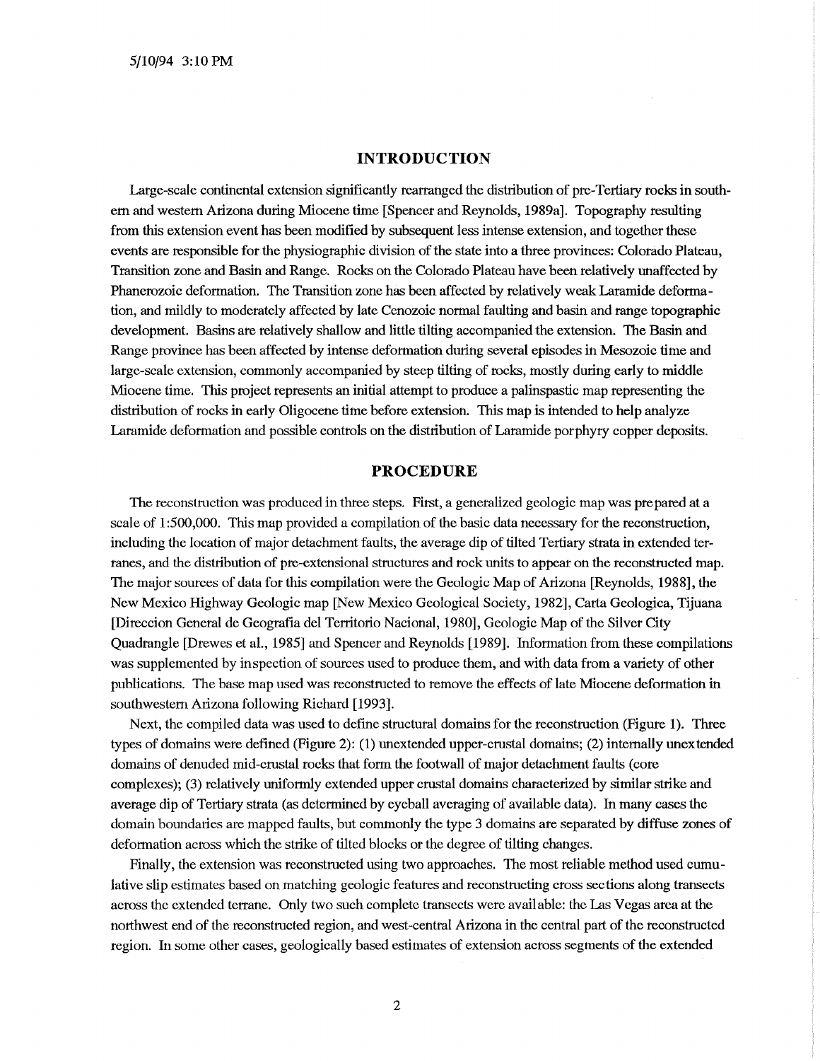## INTRODUCTION

Large-scale continental extension significantly rearranged the distribution of pre-Tertiary rocks in southern and western Arizona during Miocene time [Spencer and Reynolds, 1989a]. Topography resulting from this extension event has been modified by subsequent less intense extension, and together these events are responsible for the physiographic division of the state into a three provinces: Colorado Plateau, Transition zone and Basin and Range. Rocks on the Colorado Plateau have been relatively unaffected by Phanerozoic deformation. The Transition zone has been affected by relatively weak Laramide deformation, and mildly to moderately affected by late Cenozoic normal faulting and basin and range topographic development. Basins are relatively shallow and little tilting accompanied the extension. The Basin and Range province has been affected by intense deformation during several episodes in Mesozoic time and large-scale extension, commonly accompanied by steep tilting of rocks, mostly during early to middle Miocene time. This project represents an initial attempt to produce a palinspastic map representing the distribution of rocks in early Oligocene time before extension. This map is intended to help analyze Laramide deformation and possible controls on the distribution of Laramide porphyry copper deposits.

## PROCEDURE

The reconstruction was produced in three steps. First, a generalized geologic map was prepared at a scale of 1:500,000. This map provided a compilation of the basic data necessary for the reconstruction, including the location of major detachment faults, the average dip of tilted Tertiary strata in extended terranes, and the distribution of pre-extensional structures and rock units to appear on the reconstructed map. The major sources of data for this compilation were the Geologic Map of Arizona [Reynolds, 1988], the New Mexico Highway Geologic map [New Mexico Geological Society, 1982], Carta Geologica, Tijuana [Direccion General de Geografia del Territorio Nacional, 1980], Geologic Map of the Silver City Quadrangle [Drewes et al., 1985] and Spencer and Reynolds [1989]. Information from these compilations was supplemented by inspection of sources used to produce them, and with data from a variety of other publications. The base map used was reconstructed to remove the effects of late Miocene deformation in southwestern Arizona following Richard [1993].

Next, the compiled data was used to define structural domains for the reconstruction (Figure 1). Three types of domains were defined (Figure 2): (1) unextended upper-crustal domains; (2) internally unextended domains of denuded mid-crustal rocks that form the footwall of major detachment faults (core complexes); (3) relatively uniformly extended upper crustal domains characterized by similar strike and average dip of Tertiary strata (as determined by eyeball averaging of available data). In many cases the domain boundaries are mapped faults, but commonly the type 3 domains are separated by diffuse zones of deformation across which the strike of tilted blocks or the degree of tilting changes.

Finally, the extension was reconstructed using two approaches. The most reliable method used cumulative slip estimates based on matching geologic features and reconstructing cross sections along transects across the extended terrane. Only two such complete transects were available: the Las Vegas area at the northwest end of the reconstructed region, and west-central Arizona in the central part of the reconstructed region. In some other cases, geologically based estimates of extension across segments of the extended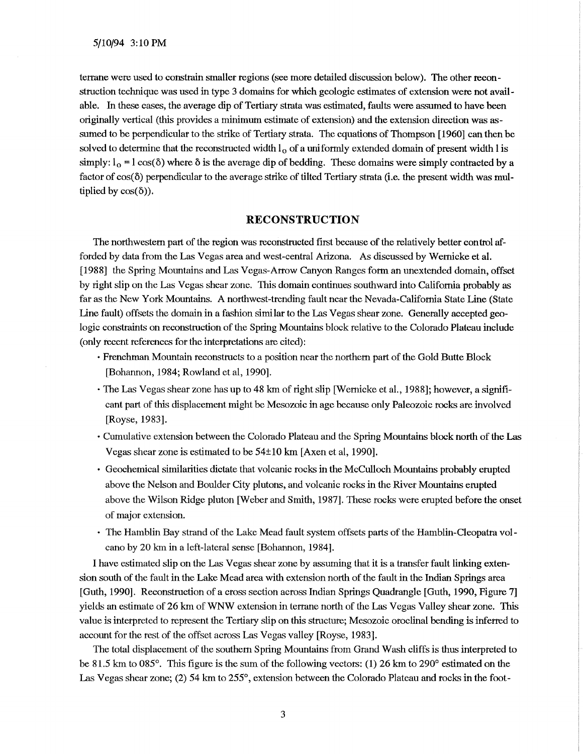terrane were used to constrain smaller regions (see more detailed discussion below). The other reconstruction technique was used in type 3 domains for which geologic estimates of extension were not available. In these cases, the average dip of Tertiary strata was estimated, faults were assumed to have been originally vertical (this provides a minimum estimate of extension) and the extension direction was assumed to be perpendicular to the strike of Tertiary strata. The equations of Thompson [1960] can then be solved to determine that the reconstructed width $l_o$ of a uniformly extended domain of present width l is simply: $l_o = l \cos(\delta)$ where $\delta$ is the average dip of bedding. These domains were simply contracted by a factor of $\cos(\delta)$ perpendicular to the average strike of tilted Tertiary strata (i.e. the present width was multiplied by $\cos(\delta)$).

## RECONSTRUCTION

The northwestern part of the region was reconstructed first because of the relatively better control afforded by data from the Las Vegas area and west-central Arizona. As discussed by Wernicke et al. [1988] the Spring Mountains and Las Vegas-Arrow Canyon Ranges form an unextended domain, offset by right slip on the Las Vegas shear zone. This domain continues southward into California probably as far as the New York Mountains. A northwest-trending fault near the Nevada-California State Line (State Line fault) offsets the domain in a fashion similar to the Las Vegas shear zone. Generally accepted geologic constraints on reconstruction of the Spring Mountains block relative to the Colorado Plateau include (only recent references for the interpretations are cited):

- Frenchman Mountain reconstructs to a position near the northern part of the Gold Butte Block [Bohannon, 1984; Rowland et al, 1990].
- The Las Vegas shear zone has up to 48 km of right slip [Wernicke et al., 1988]; however, a significant part of this displacement might be Mesozoic in age because only Paleozoic rocks are involved [Royse, 1983].
- Cumulative extension between the Colorado Plateau and the Spring Mountains block north of the Las Vegas shear zone is estimated to be 54±10 km [Axen et al, 1990].
- Geochemical similarities dictate that volcanic rocks in the McCulloch Mountains probably erupted above the Nelson and Boulder City plutons, and volcanic rocks in the River Mountains erupted above the Wilson Ridge pluton [Weber and Smith, 1987]. These rocks were erupted before the onset of major extension.
- The Hamblin Bay strand of the Lake Mead fault system offsets parts of the Hamblin-Cleopatra volcano by 20 km in a left-lateral sense [Bohannon, 1984].

I have estimated slip on the Las Vegas shear zone by assuming that it is a transfer fault linking extension south of the fault in the Lake Mead area with extension north of the fault in the Indian Springs area [Guth, 1990]. Reconstruction of a cross section across Indian Springs Quadrangle [Guth, 1990, Figure 7] yields an estimate of 26 km of WNW extension in terrane north of the Las Vegas Valley shear zone. This value is interpreted to represent the Tertiary slip on this structure; Mesozoic oroclinal bending is inferred to account for the rest of the offset across Las Vegas valley [Royse, 1983].

The total displacement of the southern Spring Mountains from Grand Wash cliffs is thus interpreted to be 81.5 km to 085°. This figure is the sum of the following vectors: (1) 26 km to 290° estimated on the Las Vegas shear zone; (2) 54 km to 255°, extension between the Colorado Plateau and rocks in the foot-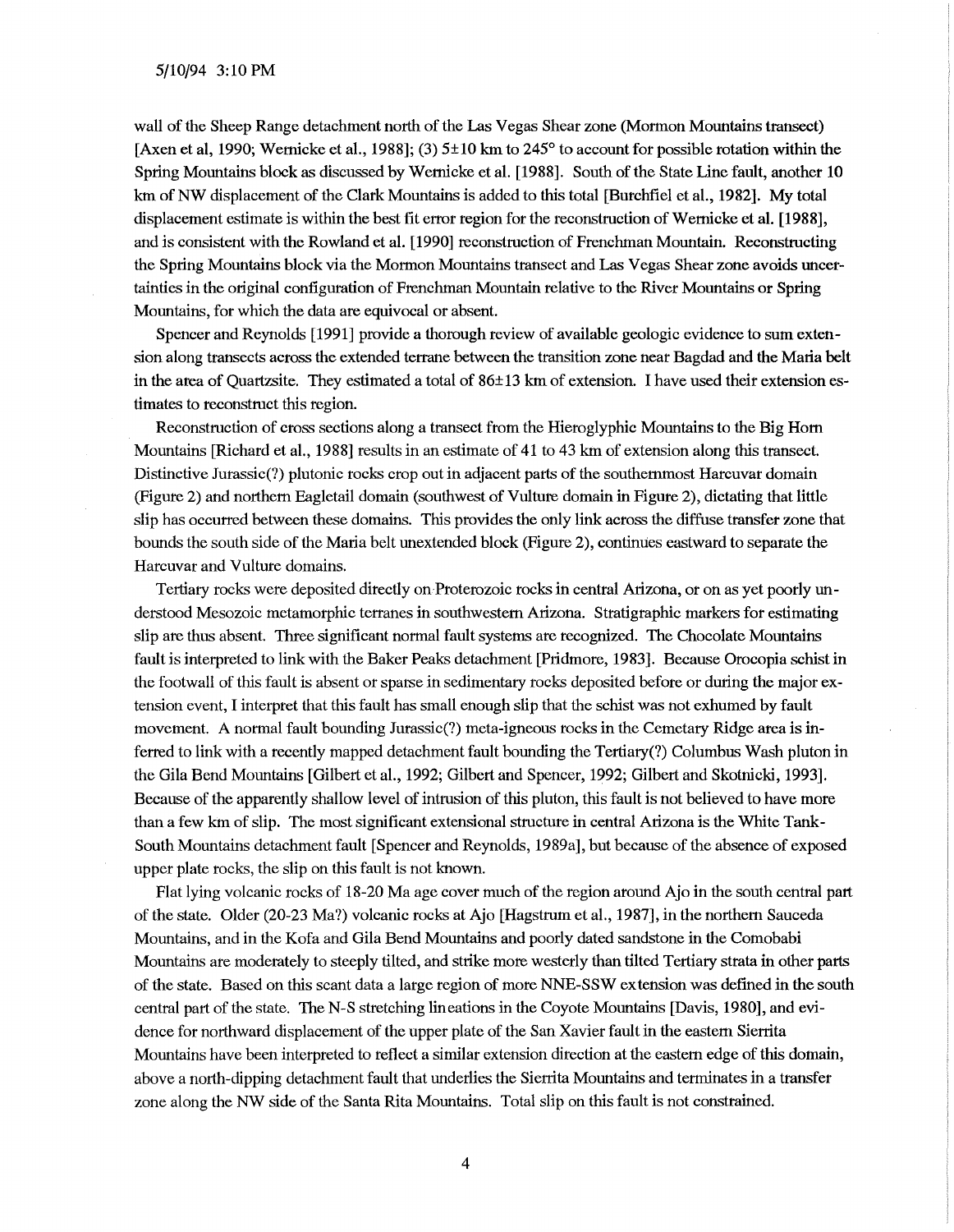wall of the Sheep Range detachment north of the Las Vegas Shear zone (Mormon Mountains transect) [Axen et al, 1990; Wernicke et al., 1988]; (3) 5±10 km to 245° to account for possible rotation within the Spring Mountains block as discussed by Wernicke et al. [1988]. South of the State Line fault, another 10 km of NW displacement of the Clark Mountains is added to this total [Burchfiel et al., 1982]. My total displacement estimate is within the best fit error region for the reconstruction of Wernicke et al. [1988], and is consistent with the Rowland et al. [1990] reconstruction of Frenchman Mountain. Reconstructing the Spring Mountains block via the Mormon Mountains transect and Las Vegas Shear zone avoids uncertainties in the original configuration of Frenchman Mountain relative to the River Mountains or Spring Mountains, for which the data are equivocal or absent.

Spencer and Reynolds [1991] provide a thorough review of available geologic evidence to sum extension along transects across the extended terrane between the transition zone near Bagdad and the Maria belt in the area of Quartzsite. They estimated a total of 86±13 km of extension. I have used their extension estimates to reconstruct this region.

Reconstruction of cross sections along a transect from the Hieroglyphic Mountains to the Big Horn Mountains [Richard et al., 1988] results in an estimate of 41 to 43 km of extension along this transect. Distinctive Jurassic(?) plutonic rocks crop out in adjacent parts of the southernmost Harcuvar domain (Figure 2) and northern Eagletail domain (southwest of Vulture domain in Figure 2), dictating that little slip has occurred between these domains. This provides the only link across the diffuse transfer zone that bounds the south side of the Maria belt unextended block (Figure 2), continues eastward to separate the Harcuvar and Vulture domains.

Tertiary rocks were deposited directly on Proterozoic rocks in central Arizona, or on as yet poorly understood Mesozoic metamorphic terranes in southwestern Arizona. Stratigraphic markers for estimating slip are thus absent. Three significant normal fault systems are recognized. The Chocolate Mountains fault is interpreted to link with the Baker Peaks detachment [Pridmore, 1983]. Because Orocopia schist in the footwall of this fault is absent or sparse in sedimentary rocks deposited before or during the major extension event, I interpret that this fault has small enough slip that the schist was not exhumed by fault movement. A normal fault bounding Jurassic(?) meta-igneous rocks in the Cemetary Ridge area is inferred to link with a recently mapped detachment fault bounding the Tertiary(?) Columbus Wash pluton in the Gila Bend Mountains [Gilbert et al., 1992; Gilbert and Spencer, 1992; Gilbert and Skotnicki, 1993]. Because of the apparently shallow level of intrusion of this pluton, this fault is not believed to have more than a few km of slip. The most significant extensional structure in central Arizona is the White Tank-South Mountains detachment fault [Spencer and Reynolds, 1989a], but because of the absence of exposed upper plate rocks, the slip on this fault is not known.

Flat lying volcanic rocks of 18-20 Ma age cover much of the region around Ajo in the south central part of the state. Older (20-23 Ma?) volcanic rocks at Ajo [Hagstrum et al., 1987], in the northern Sauceda Mountains, and in the Kofa and Gila Bend Mountains and poorly dated sandstone in the Comobabi Mountains are moderately to steeply tilted, and strike more westerly than tilted Tertiary strata in other parts of the state. Based on this scant data a large region of more NNE-SSW extension was defined in the south central part of the state. The N-S stretching lineations in the Coyote Mountains [Davis, 1980], and evidence for northward displacement of the upper plate of the San Xavier fault in the eastern Sierrita Mountains have been interpreted to reflect a similar extension direction at the eastern edge of this domain, above a north-dipping detachment fault that underlies the Sierrita Mountains and terminates in a transfer zone along the NW side of the Santa Rita Mountains. Total slip on this fault is not constrained.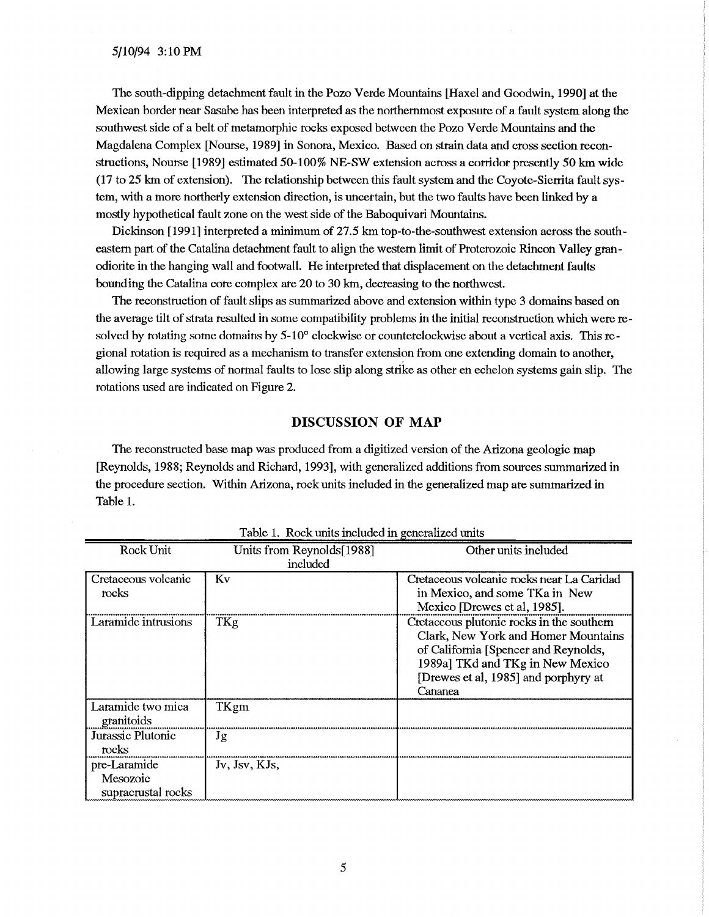5/10/94 3:10 PM

The south-dipping detachment fault in the Pozo Verde Mountains [Haxel and Goodwin, 1990] at the Mexican border near Sasabe has been interpreted as the northernmost exposure of a fault system along the southwest side of a belt of metamorphic rocks exposed between the Pozo Verde Mountains and the Magdalena Complex [Nourse, 1989] in Sonora, Mexico. Based on strain data and cross section reconstructions, Nourse [1989] estimated 50-100% NE-SW extension across a corridor presently 50 km wide (17 to 25 km of extension). The relationship between this fault system and the Coyote-Sierrita fault system, with a more northerly extension direction, is uncertain, but the two faults have been linked by a mostly hypothetical fault zone on the west side of the Baboquivari Mountains.

Dickinson [1991] interpreted a minimum of 27.5 km top-to-the-southwest extension across the southeastern part of the Catalina detachment fault to align the western limit of Proterozoic Rincon Valley granodiorite in the hanging wall and footwall. He interpreted that displacement on the detachment faults bounding the Catalina core complex are 20 to 30 km, decreasing to the northwest.

The reconstruction of fault slips as summarized above and extension within type 3 domains based on the average tilt of strata resulted in some compatibility problems in the initial reconstruction which were resolved by rotating some domains by 5-10° clockwise or counterclockwise about a vertical axis. This regional rotation is required as a mechanism to transfer extension from one extending domain to another, allowing large systems of normal faults to lose slip along strike as other en echelon systems gain slip. The rotations used are indicated on Figure 2.

## DISCUSSION OF MAP

The reconstructed base map was produced from a digitized version of the Arizona geologic map [Reynolds, 1988; Reynolds and Richard, 1993], with generalized additions from sources summarized in the procedure section. Within Arizona, rock units included in the generalized map are summarized in Table 1.

Table 1. Rock units included in generalized units

| Rock Unit | Units from Reynolds[1988] included | Other units included |
|---|---|---|
| Cretaceous volcanic rocks | Kv | Cretaceous volcanic rocks near La Caridad in Mexico, and some TKa in New Mexico [Drewes et al, 1985]. |
| Laramide intrusions | TKg | Cretaceous plutonic rocks in the southern Clark, New York and Homer Mountains of California [Spencer and Reynolds, 1989a] TKd and TKg in New Mexico [Drewes et al, 1985] and porphyry at Cananea |
| Laramide two mica granitoids | TKgm | |
| Jurassic Plutonic rocks | Jg | |
| pre-Laramide Mesozoic supracrustal rocks | Jv, Jsv, KJs, | |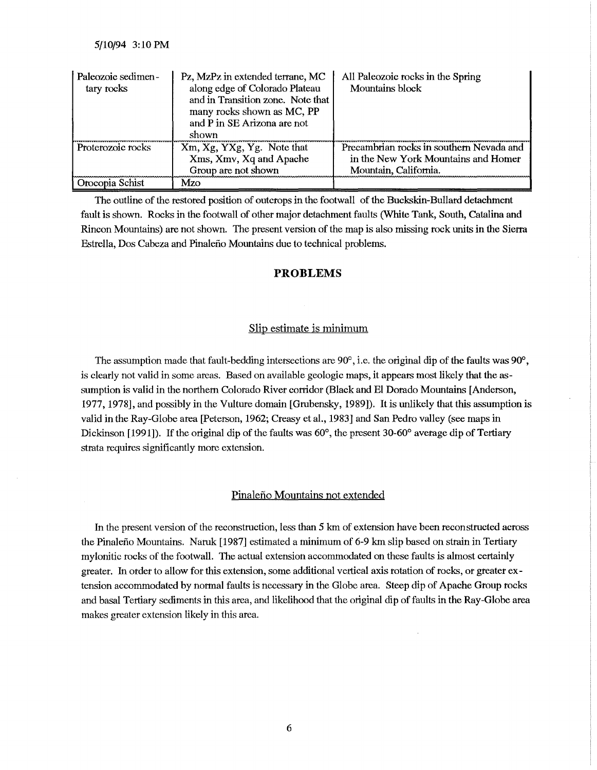| Paleozoic sedimentary rocks | Pz, MzPz in extended terrane, MC along edge of Colorado Plateau and in Transition zone. Note that many rocks shown as MC, PP and P in SE Arizona are not shown | All Paleozoic rocks in the Spring Mountains block |
|---|---|---|
| Proterozoic rocks | Xm, Xg, YXg, Yg. Note that Xms, Xmv, Xq and Apache Group are not shown | Precambrian rocks in southern Nevada and in the New York Mountains and Homer Mountain, California. |
| Orocopia Schist | Mzo | |

The outline of the restored position of outcrops in the footwall of the Buckskin-Bullard detachment fault is shown. Rocks in the footwall of other major detachment faults (White Tank, South, Catalina and Rincon Mountains) are not shown. The present version of the map is also missing rock units in the Sierra Estrella, Dos Cabeza and Pinaleño Mountains due to technical problems.

## PROBLEMS

### Slip estimate is minimum

The assumption made that fault-bedding intersections are 90°, i.e. the original dip of the faults was 90°, is clearly not valid in some areas. Based on available geologic maps, it appears most likely that the assumption is valid in the northern Colorado River corridor (Black and El Dorado Mountains [Anderson, 1977, 1978], and possibly in the Vulture domain [Grubensky, 1989]). It is unlikely that this assumption is valid in the Ray-Globe area [Peterson, 1962; Creasy et al., 1983] and San Pedro valley (see maps in Dickinson [1991]). If the original dip of the faults was 60°, the present 30-60° average dip of Tertiary strata requires significantly more extension.

### Pinaleño Mountains not extended

In the present version of the reconstruction, less than 5 km of extension have been reconstructed across the Pinaleño Mountains. Naruk [1987] estimated a minimum of 6-9 km slip based on strain in Tertiary mylonitic rocks of the footwall. The actual extension accommodated on these faults is almost certainly greater. In order to allow for this extension, some additional vertical axis rotation of rocks, or greater extension accommodated by normal faults is necessary in the Globe area. Steep dip of Apache Group rocks and basal Tertiary sediments in this area, and likelihood that the original dip of faults in the Ray-Globe area makes greater extension likely in this area.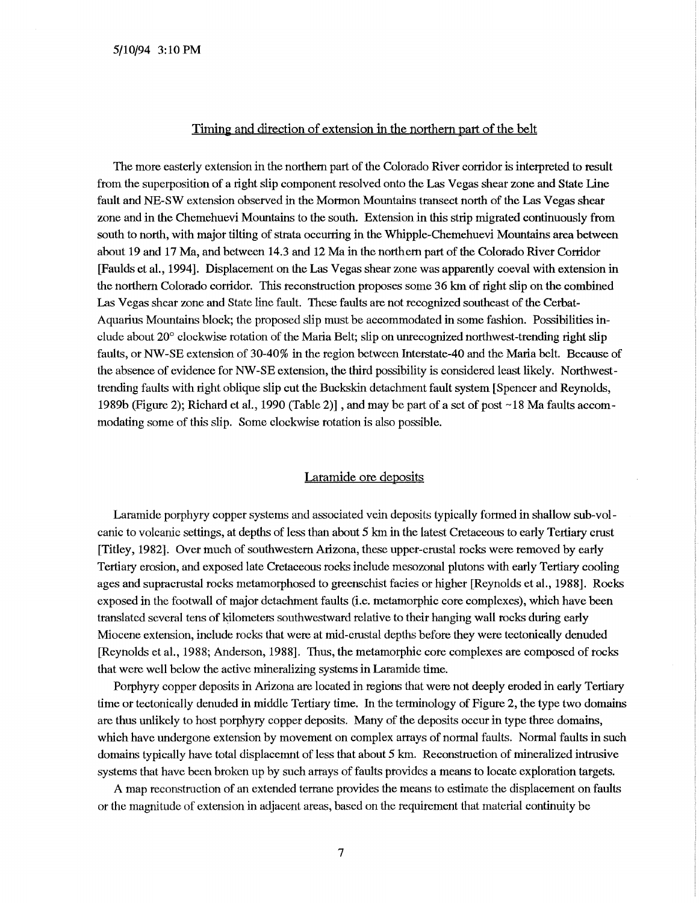5/10/94 3:10 PM

## Timing and direction of extension in the northern part of the belt

The more easterly extension in the northern part of the Colorado River corridor is interpreted to result from the superposition of a right slip component resolved onto the Las Vegas shear zone and State Line fault and NE-SW extension observed in the Mormon Mountains transect north of the Las Vegas shear zone and in the Chemehuevi Mountains to the south. Extension in this strip migrated continuously from south to north, with major tilting of strata occurring in the Whipple-Chemehuevi Mountains area between about 19 and 17 Ma, and between 14.3 and 12 Ma in the northern part of the Colorado River Corridor [Faulds et al., 1994]. Displacement on the Las Vegas shear zone was apparently coeval with extension in the northern Colorado corridor. This reconstruction proposes some 36 km of right slip on the combined Las Vegas shear zone and State line fault. These faults are not recognized southeast of the Cerbat-Aquarius Mountains block; the proposed slip must be accommodated in some fashion. Possibilities include about 20° clockwise rotation of the Maria Belt; slip on unrecognized northwest-trending right slip faults, or NW-SE extension of 30-40% in the region between Interstate-40 and the Maria belt. Because of the absence of evidence for NW-SE extension, the third possibility is considered least likely. Northwest-trending faults with right oblique slip cut the Buckskin detachment fault system [Spencer and Reynolds, 1989b (Figure 2); Richard et al., 1990 (Table 2)], and may be part of a set of post ~18 Ma faults accommodating some of this slip. Some clockwise rotation is also possible.

## Laramide ore deposits

Laramide porphyry copper systems and associated vein deposits typically formed in shallow sub-volcanic to volcanic settings, at depths of less than about 5 km in the latest Cretaceous to early Tertiary crust [Titley, 1982]. Over much of southwestern Arizona, these upper-crustal rocks were removed by early Tertiary erosion, and exposed late Cretaceous rocks include mesozonal plutons with early Tertiary cooling ages and supracrustal rocks metamorphosed to greenschist facies or higher [Reynolds et al., 1988]. Rocks exposed in the footwall of major detachment faults (i.e. metamorphic core complexes), which have been translated several tens of kilometers southwestward relative to their hanging wall rocks during early Miocene extension, include rocks that were at mid-crustal depths before they were tectonically denuded [Reynolds et al., 1988; Anderson, 1988]. Thus, the metamorphic core complexes are composed of rocks that were well below the active mineralizing systems in Laramide time.

Porphyry copper deposits in Arizona are located in regions that were not deeply eroded in early Tertiary time or tectonically denuded in middle Tertiary time. In the terminology of Figure 2, the type two domains are thus unlikely to host porphyry copper deposits. Many of the deposits occur in type three domains, which have undergone extension by movement on complex arrays of normal faults. Normal faults in such domains typically have total displacemnt of less that about 5 km. Reconstruction of mineralized intrusive systems that have been broken up by such arrays of faults provides a means to locate exploration targets.

A map reconstruction of an extended terrane provides the means to estimate the displacement on faults or the magnitude of extension in adjacent areas, based on the requirement that material continuity be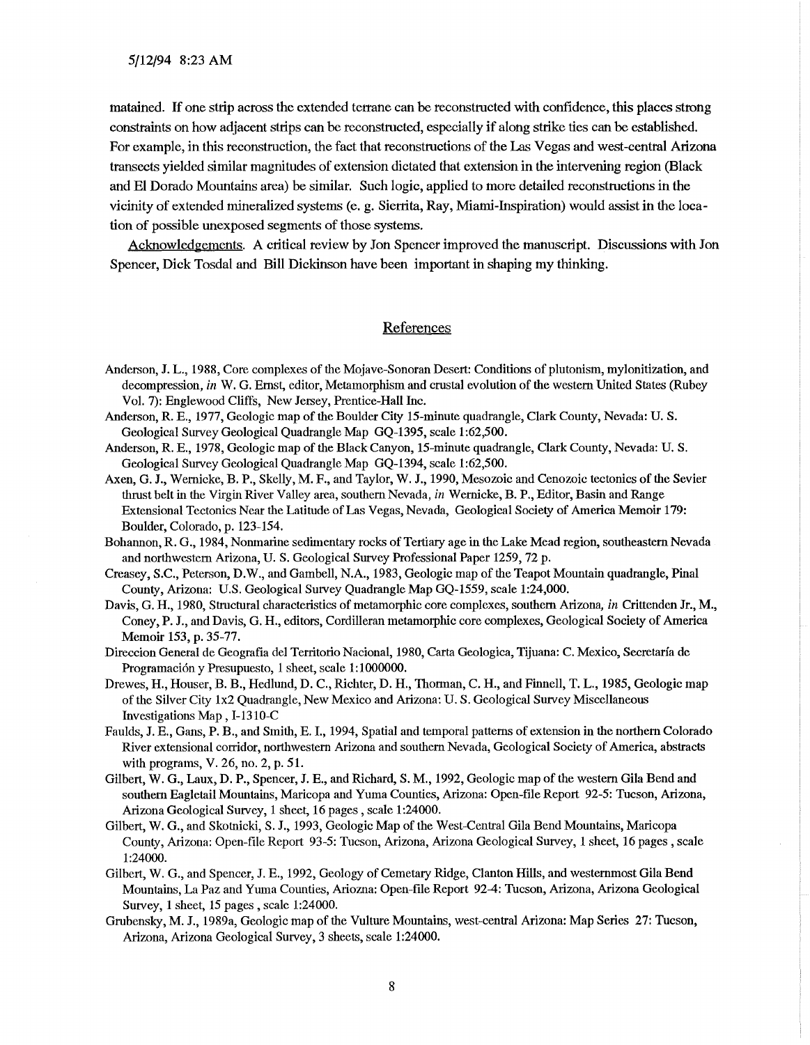matained. If one strip across the extended terrane can be reconstructed with confidence, this places strong constraints on how adjacent strips can be reconstructed, especially if along strike ties can be established. For example, in this reconstruction, the fact that reconstructions of the Las Vegas and west-central Arizona transects yielded similar magnitudes of extension dictated that extension in the intervening region (Black and El Dorado Mountains area) be similar. Such logic, applied to more detailed reconstructions in the vicinity of extended mineralized systems (e. g. Sierrita, Ray, Miami-Inspiration) would assist in the location of possible unexposed segments of those systems.

Acknowledgements. A critical review by Jon Spencer improved the manuscript. Discussions with Jon Spencer, Dick Tosdal and Bill Dickinson have been important in shaping my thinking.

## References

Anderson, J. L., 1988, Core complexes of the Mojave-Sonoran Desert: Conditions of plutonism, mylonitization, and decompression, *in* W. G. Ernst, editor, Metamorphism and crustal evolution of the western United States (Rubey Vol. 7): Englewood Cliffs, New Jersey, Prentice-Hall Inc.

Anderson, R. E., 1977, Geologic map of the Boulder City 15-minute quadrangle, Clark County, Nevada: U. S. Geological Survey Geological Quadrangle Map GQ-1395, scale 1:62,500.

Anderson, R. E., 1978, Geologic map of the Black Canyon, 15-minute quadrangle, Clark County, Nevada: U. S. Geological Survey Geological Quadrangle Map GQ-1394, scale 1:62,500.

Axen, G. J., Wernicke, B. P., Skelly, M. F., and Taylor, W. J., 1990, Mesozoic and Cenozoic tectonics of the Sevier thrust belt in the Virgin River Valley area, southern Nevada, *in* Wernicke, B. P., Editor, Basin and Range Extensional Tectonics Near the Latitude of Las Vegas, Nevada, Geological Society of America Memoir 179: Boulder, Colorado, p. 123-154.

Bohannon, R. G., 1984, Nonmarine sedimentary rocks of Tertiary age in the Lake Mead region, southeastern Nevada and northwestern Arizona, U. S. Geological Survey Professional Paper 1259, 72 p.

Creasey, S.C., Peterson, D.W., and Gambell, N.A., 1983, Geologic map of the Teapot Mountain quadrangle, Pinal County, Arizona: U.S. Geological Survey Quadrangle Map GQ-1559, scale 1:24,000.

Davis, G. H., 1980, Structural characteristics of metamorphic core complexes, southern Arizona, *in* Crittenden Jr., M., Coney, P. J., and Davis, G. H., editors, Cordilleran metamorphic core complexes, Geological Society of America Memoir 153, p. 35-77.

Direccion General de Geografia del Territorio Nacional, 1980, Carta Geologica, Tijuana: C. Mexico, Secretaría de Programación y Presupuesto, 1 sheet, scale 1:1000000.

Drewes, H., Houser, B. B., Hedlund, D. C., Richter, D. H., Thorman, C. H., and Finnell, T. L., 1985, Geologic map of the Silver City 1x2 Quadrangle, New Mexico and Arizona: U. S. Geological Survey Miscellaneous Investigations Map , I-1310-C

Faulds, J. E., Gans, P. B., and Smith, E. I., 1994, Spatial and temporal patterns of extension in the northern Colorado River extensional corridor, northwestern Arizona and southern Nevada, Geological Society of America, abstracts with programs, V. 26, no. 2, p. 51.

Gilbert, W. G., Laux, D. P., Spencer, J. E., and Richard, S. M., 1992, Geologic map of the western Gila Bend and southern Eagletail Mountains, Maricopa and Yuma Counties, Arizona: Open-file Report 92-5: Tucson, Arizona, Arizona Geological Survey, 1 sheet, 16 pages , scale 1:24000.

Gilbert, W. G., and Skotnicki, S. J., 1993, Geologic Map of the West-Central Gila Bend Mountains, Maricopa County, Arizona: Open-file Report 93-5: Tucson, Arizona, Arizona Geological Survey, 1 sheet, 16 pages , scale 1:24000.

Gilbert, W. G., and Spencer, J. E., 1992, Geology of Cemetary Ridge, Clanton Hills, and westernmost Gila Bend Mountains, La Paz and Yuma Counties, Ariozna: Open-file Report 92-4: Tucson, Arizona, Arizona Geological Survey, 1 sheet, 15 pages , scale 1:24000.

Grubensky, M. J., 1989a, Geologic map of the Vulture Mountains, west-central Arizona: Map Series 27: Tucson, Arizona, Arizona Geological Survey, 3 sheets, scale 1:24000.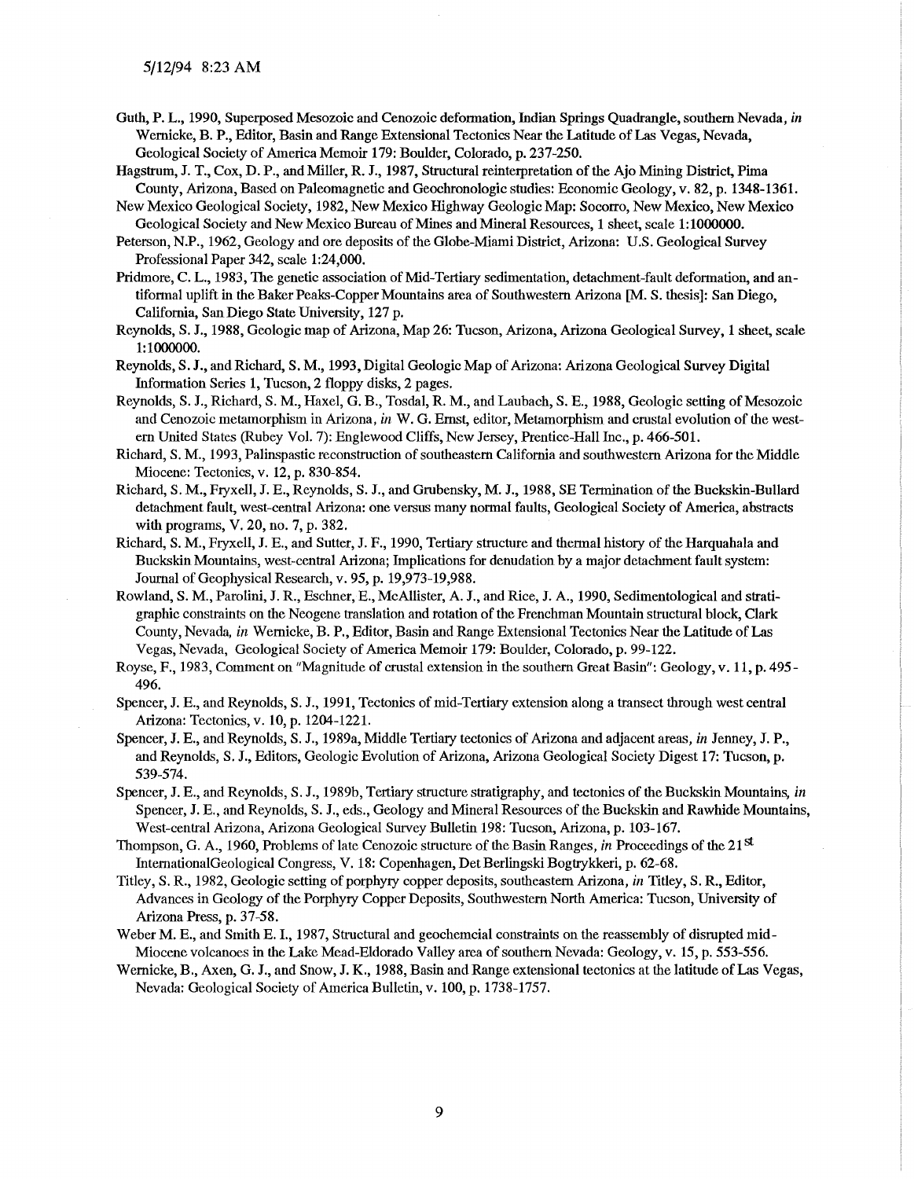5/12/94 8:23 AM

Guth, P. L., 1990, Superposed Mesozoic and Cenozoic deformation, Indian Springs Quadrangle, southern Nevada, *in* Wernicke, B. P., Editor, Basin and Range Extensional Tectonics Near the Latitude of Las Vegas, Nevada, Geological Society of America Memoir 179: Boulder, Colorado, p. 237-250.

Hagstrum, J. T., Cox, D. P., and Miller, R. J., 1987, Structural reinterpretation of the Ajo Mining District, Pima County, Arizona, Based on Paleomagnetic and Geochronologic studies: Economic Geology, v. 82, p. 1348-1361.

New Mexico Geological Society, 1982, New Mexico Highway Geologic Map: Socorro, New Mexico, New Mexico Geological Society and New Mexico Bureau of Mines and Mineral Resources, 1 sheet, scale 1:1000000.

Peterson, N.P., 1962, Geology and ore deposits of the Globe-Miami District, Arizona: U.S. Geological Survey Professional Paper 342, scale 1:24,000.

Pridmore, C. L., 1983, The genetic association of Mid-Tertiary sedimentation, detachment-fault deformation, and antiformal uplift in the Baker Peaks-Copper Mountains area of Southwestern Arizona [M. S. thesis]: San Diego, California, San Diego State University, 127 p.

Reynolds, S. J., 1988, Geologic map of Arizona, Map 26: Tucson, Arizona, Arizona Geological Survey, 1 sheet, scale 1:1000000.

Reynolds, S. J., and Richard, S. M., 1993, Digital Geologic Map of Arizona: Arizona Geological Survey Digital Information Series 1, Tucson, 2 floppy disks, 2 pages.

Reynolds, S. J., Richard, S. M., Haxel, G. B., Tosdal, R. M., and Laubach, S. E., 1988, Geologic setting of Mesozoic and Cenozoic metamorphism in Arizona, *in* W. G. Ernst, editor, Metamorphism and crustal evolution of the western United States (Rubey Vol. 7): Englewood Cliffs, New Jersey, Prentice-Hall Inc., p. 466-501.

Richard, S. M., 1993, Palinspastic reconstruction of southeastern California and southwestern Arizona for the Middle Miocene: Tectonics, v. 12, p. 830-854.

Richard, S. M., Fryxell, J. E., Reynolds, S. J., and Grubensky, M. J., 1988, SE Termination of the Buckskin-Bullard detachment fault, west-central Arizona: one versus many normal faults, Geological Society of America, abstracts with programs, V. 20, no. 7, p. 382.

Richard, S. M., Fryxell, J. E., and Sutter, J. F., 1990, Tertiary structure and thermal history of the Harquahala and Buckskin Mountains, west-central Arizona; Implications for denudation by a major detachment fault system: Journal of Geophysical Research, v. 95, p. 19,973-19,988.

Rowland, S. M., Parolini, J. R., Eschner, E., McAllister, A. J., and Rice, J. A., 1990, Sedimentological and stratigraphic constraints on the Neogene translation and rotation of the Frenchman Mountain structural block, Clark County, Nevada, *in* Wernicke, B. P., Editor, Basin and Range Extensional Tectonics Near the Latitude of Las Vegas, Nevada, Geological Society of America Memoir 179: Boulder, Colorado, p. 99-122.

Royse, F., 1983, Comment on "Magnitude of crustal extension in the southern Great Basin": Geology, v. 11, p. 495-496.

Spencer, J. E., and Reynolds, S. J., 1991, Tectonics of mid-Tertiary extension along a transect through west central Arizona: Tectonics, v. 10, p. 1204-1221.

Spencer, J. E., and Reynolds, S. J., 1989a, Middle Tertiary tectonics of Arizona and adjacent areas, *in* Jenney, J. P., and Reynolds, S. J., Editors, Geologic Evolution of Arizona, Arizona Geological Society Digest 17: Tucson, p. 539-574.

Spencer, J. E., and Reynolds, S. J., 1989b, Tertiary structure stratigraphy, and tectonics of the Buckskin Mountains, *in* Spencer, J. E., and Reynolds, S. J., eds., Geology and Mineral Resources of the Buckskin and Rawhide Mountains, West-central Arizona, Arizona Geological Survey Bulletin 198: Tucson, Arizona, p. 103-167.

Thompson, G. A., 1960, Problems of late Cenozoic structure of the Basin Ranges, *in* Proceedings of the 21st InternationalGeological Congress, V. 18: Copenhagen, Det Berlingski Bogtrykkeri, p. 62-68.

Titley, S. R., 1982, Geologic setting of porphyry copper deposits, southeastern Arizona, *in* Titley, S. R., Editor, Advances in Geology of the Porphyry Copper Deposits, Southwestern North America: Tucson, University of Arizona Press, p. 37-58.

Weber M. E., and Smith E. I., 1987, Structural and geochemcial constraints on the reassembly of disrupted mid-Miocene volcanoes in the Lake Mead-Eldorado Valley area of southern Nevada: Geology, v. 15, p. 553-556.

Wernicke, B., Axen, G. J., and Snow, J. K., 1988, Basin and Range extensional tectonics at the latitude of Las Vegas, Nevada: Geological Society of America Bulletin, v. 100, p. 1738-1757.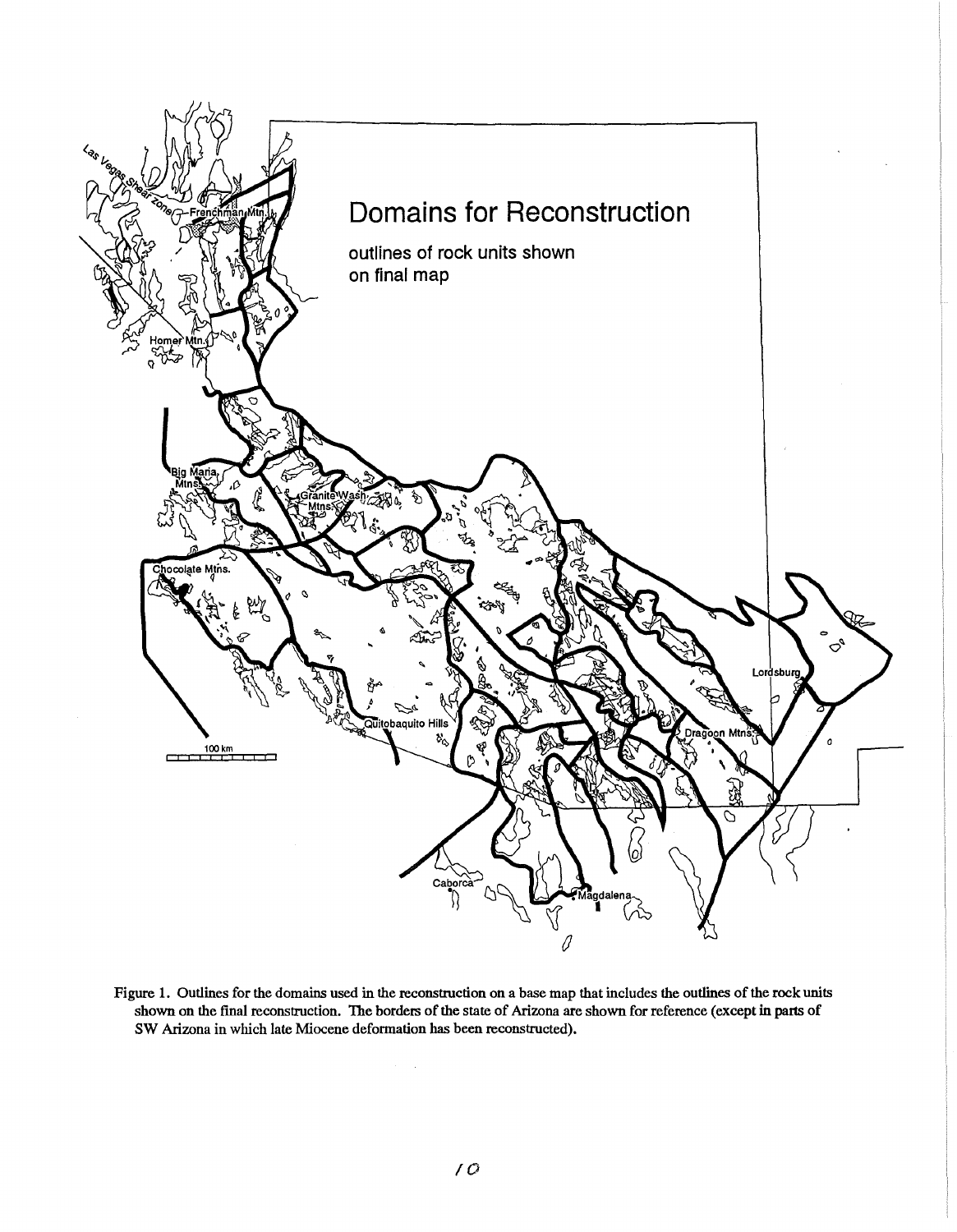Figure 1. Outlines for the domains used in the reconstruction on a base map that includes the outlines of the rock units shown on the final reconstruction. The borders of the state of Arizona are shown for reference (except in parts of SW Arizona in which late Miocene deformation has been reconstructed).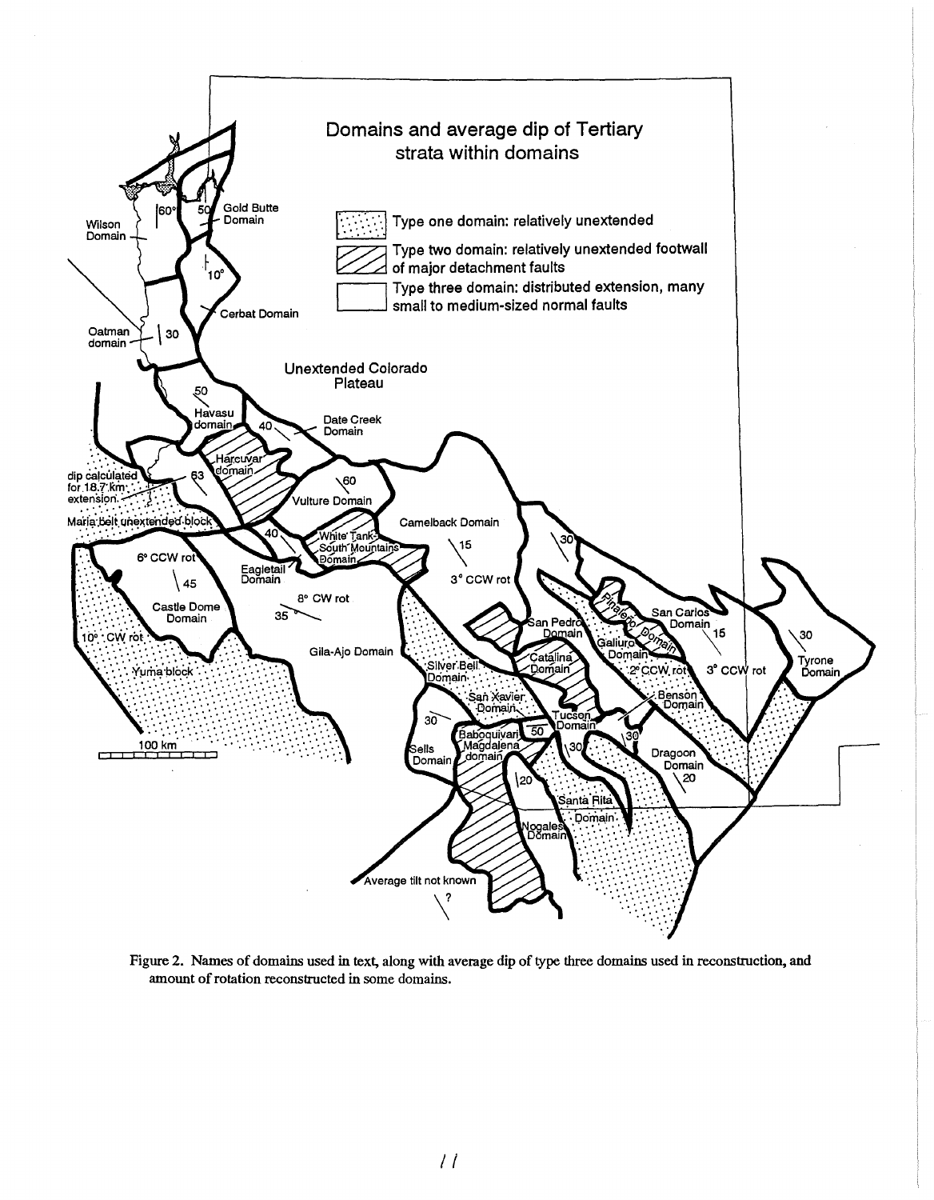Domains and average dip of Tertiary strata within domains

Type one domain: relatively unextended

Type two domain: relatively unextended footwall of major detachment faults

Type three domain: distributed extension, many small to medium-sized normal faults

Wilson Domain

60°

50

Gold Butte Domain

10°

Cerbat Domain

Oatman domain

30

Unextended Colorado Plateau

50

Havasu domain

40

Date Creek Domain

Harcuvar domain

dip calculated for 18.7 km extension

63

60

Vulture Domain

Maria belt unextended block

40

White Tank-South Mountains Domain

Camelback Domain

15

3° CCW rot

30

6° CCW rot

45

Castle Dome Domain

Eagletail Domain

8° CW rot

35

10° CW rot

Yuma block

Gila-Ajo Domain

San Pedro Domain

Pinaleno Domain

San Carlos Domain

15

Galiuro Domain

2° CCW rot

3° CCW rot

30

Tyrone Domain

Catalina Domain

Silver Bell Domain

San Xavier Domain

Benson Domain

30

Tucson Domain

30

100 km

Sells Domain

Baboquivari Magdalena domain

50

30

Dragoon Domain

20

20

Santa Rita Domain

Nogales Domain

Average tilt not known

?

Figure 2. Names of domains used in text, along with average dip of type three domains used in reconstruction, and amount of rotation reconstructed in some domains.